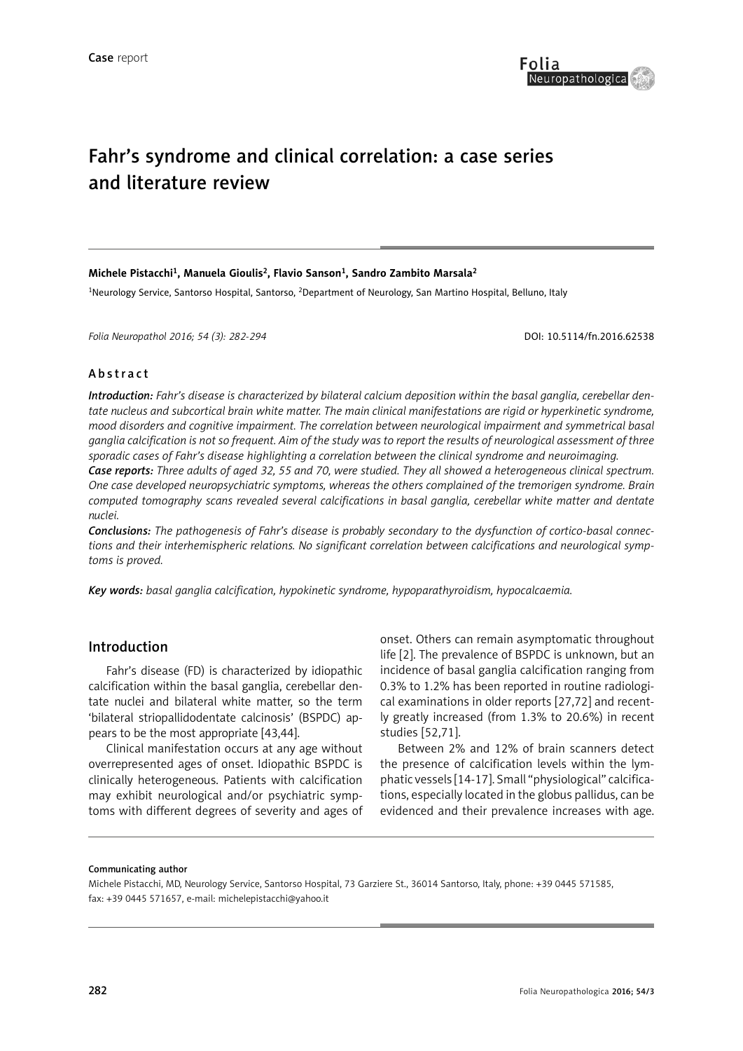Case report

# Fahr's syndrome and clinical correlation: a case series and literature review

**Michele Pistacchi[1], Manuela Gioulis[2], Flavio Sanson[1], Sandro Zambito Marsala[2]**

[1]Neurology Service, Santorso Hospital, Santorso, [2]Department of Neurology, San Martino Hospital, Belluno, Italy

*Folia Neuropathol 2016; 54 (3): 282-294*

DOI: 10.5114/fn.2016.62538

## Abstract

***Introduction:*** *Fahr's disease is characterized by bilateral calcium deposition within the basal ganglia, cerebellar dentate nucleus and subcortical brain white matter. The main clinical manifestations are rigid or hyperkinetic syndrome, mood disorders and cognitive impairment. The correlation between neurological impairment and symmetrical basal ganglia calcification is not so frequent. Aim of the study was to report the results of neurological assessment of three sporadic cases of Fahr's disease highlighting a correlation between the clinical syndrome and neuroimaging.*

***Case reports:*** *Three adults of aged 32, 55 and 70, were studied. They all showed a heterogeneous clinical spectrum. One case developed neuropsychiatric symptoms, whereas the others complained of the tremorigen syndrome. Brain computed tomography scans revealed several calcifications in basal ganglia, cerebellar white matter and dentate nuclei.*

***Conclusions:*** *The pathogenesis of Fahr's disease is probably secondary to the dysfunction of cortico-basal connections and their interhemispheric relations. No significant correlation between calcifications and neurological symptoms is proved.*

***Key words:*** *basal ganglia calcification, hypokinetic syndrome, hypoparathyroidism, hypocalcaemia.*

## Introduction

Fahr's disease (FD) is characterized by idiopathic calcification within the basal ganglia, cerebellar dentate nuclei and bilateral white matter, so the term 'bilateral striopallidodentate calcinosis' (BSPDC) appears to be the most appropriate [43,44].

Clinical manifestation occurs at any age without overrepresented ages of onset. Idiopathic BSPDC is clinically heterogeneous. Patients with calcification may exhibit neurological and/or psychiatric symptoms with different degrees of severity and ages of onset. Others can remain asymptomatic throughout life [2]. The prevalence of BSPDC is unknown, but an incidence of basal ganglia calcification ranging from 0.3% to 1.2% has been reported in routine radiological examinations in older reports [27,72] and recently greatly increased (from 1.3% to 20.6%) in recent studies [52,71].

Between 2% and 12% of brain scanners detect the presence of calcification levels within the lymphatic vessels [14-17]. Small "physiological" calcifications, especially located in the globus pallidus, can be evidenced and their prevalence increases with age.

**Communicating author**

Michele Pistacchi, MD, Neurology Service, Santorso Hospital, 73 Garziere St., 36014 Santorso, Italy, phone: +39 0445 571585, fax: +39 0445 571657, e-mail: michelepistacchi@yahoo.it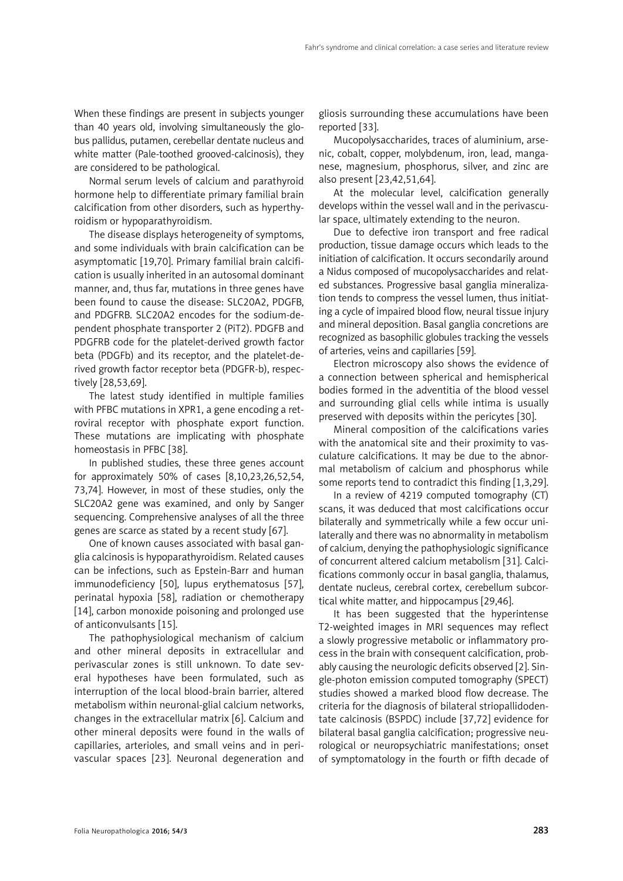When these findings are present in subjects younger than 40 years old, involving simultaneously the globus pallidus, putamen, cerebellar dentate nucleus and white matter (Pale-toothed grooved-calcinosis), they are considered to be pathological.

Normal serum levels of calcium and parathyroid hormone help to differentiate primary familial brain calcification from other disorders, such as hyperthyroidism or hypoparathyroidism.

The disease displays heterogeneity of symptoms, and some individuals with brain calcification can be asymptomatic [19,70]. Primary familial brain calcification is usually inherited in an autosomal dominant manner, and, thus far, mutations in three genes have been found to cause the disease: SLC20A2, PDGFB, and PDGFRB. SLC20A2 encodes for the sodium-dependent phosphate transporter 2 (PiT2). PDGFB and PDGFRB code for the platelet-derived growth factor beta (PDGFb) and its receptor, and the platelet-derived growth factor receptor beta (PDGFR-b), respectively [28,53,69].

The latest study identified in multiple families with PFBC mutations in XPR1, a gene encoding a retroviral receptor with phosphate export function. These mutations are implicating with phosphate homeostasis in PFBC [38].

In published studies, these three genes account for approximately 50% of cases [8,10,23,26,52,54,73,74]. However, in most of these studies, only the SLC20A2 gene was examined, and only by Sanger sequencing. Comprehensive analyses of all the three genes are scarce as stated by a recent study [67].

One of known causes associated with basal ganglia calcinosis is hypoparathyroidism. Related causes can be infections, such as Epstein-Barr and human immunodeficiency [50], lupus erythematosus [57], perinatal hypoxia [58], radiation or chemotherapy [14], carbon monoxide poisoning and prolonged use of anticonvulsants [15].

The pathophysiological mechanism of calcium and other mineral deposits in extracellular and perivascular zones is still unknown. To date several hypotheses have been formulated, such as interruption of the local blood-brain barrier, altered metabolism within neuronal-glial calcium networks, changes in the extracellular matrix [6]. Calcium and other mineral deposits were found in the walls of capillaries, arterioles, and small veins and in perivascular spaces [23]. Neuronal degeneration and gliosis surrounding these accumulations have been reported [33].

Mucopolysaccharides, traces of aluminium, arsenic, cobalt, copper, molybdenum, iron, lead, manganese, magnesium, phosphorus, silver, and zinc are also present [23,42,51,64].

At the molecular level, calcification generally develops within the vessel wall and in the perivascular space, ultimately extending to the neuron.

Due to defective iron transport and free radical production, tissue damage occurs which leads to the initiation of calcification. It occurs secondarily around a Nidus composed of mucopolysaccharides and related substances. Progressive basal ganglia mineralization tends to compress the vessel lumen, thus initiating a cycle of impaired blood flow, neural tissue injury and mineral deposition. Basal ganglia concretions are recognized as basophilic globules tracking the vessels of arteries, veins and capillaries [59].

Electron microscopy also shows the evidence of a connection between spherical and hemispherical bodies formed in the adventitia of the blood vessel and surrounding glial cells while intima is usually preserved with deposits within the pericytes [30].

Mineral composition of the calcifications varies with the anatomical site and their proximity to vasculature calcifications. It may be due to the abnormal metabolism of calcium and phosphorus while some reports tend to contradict this finding [1,3,29].

In a review of 4219 computed tomography (CT) scans, it was deduced that most calcifications occur bilaterally and symmetrically while a few occur unilaterally and there was no abnormality in metabolism of calcium, denying the pathophysiologic significance of concurrent altered calcium metabolism [31]. Calcifications commonly occur in basal ganglia, thalamus, dentate nucleus, cerebral cortex, cerebellum subcortical white matter, and hippocampus [29,46].

It has been suggested that the hyperintense T2-weighted images in MRI sequences may reflect a slowly progressive metabolic or inflammatory process in the brain with consequent calcification, probably causing the neurologic deficits observed [2]. Single-photon emission computed tomography (SPECT) studies showed a marked blood flow decrease. The criteria for the diagnosis of bilateral striopallidodentate calcinosis (BSPDC) include [37,72] evidence for bilateral basal ganglia calcification; progressive neurological or neuropsychiatric manifestations; onset of symptomatology in the fourth or fifth decade of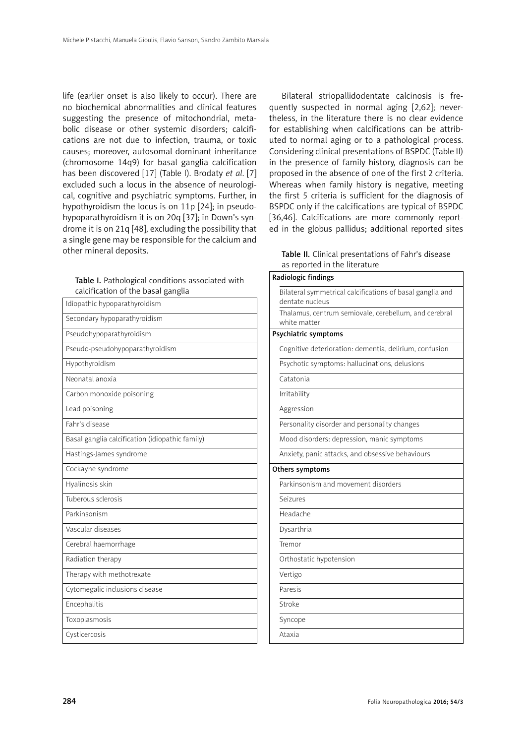life (earlier onset is also likely to occur). There are no biochemical abnormalities and clinical features suggesting the presence of mitochondrial, metabolic disease or other systemic disorders; calcifications are not due to infection, trauma, or toxic causes; moreover, autosomal dominant inheritance (chromosome 14q9) for basal ganglia calcification has been discovered [17] (Table I). Brodaty *et al*. [7] excluded such a locus in the absence of neurological, cognitive and psychiatric symptoms. Further, in hypothyroidism the locus is on 11p [24]; in pseudohypoparathyroidism it is on 20q [37]; in Down's syndrome it is on 21q [48], excluding the possibility that a single gene may be responsible for the calcium and other mineral deposits.

**Table I.** Pathological conditions associated with calcification of the basal ganglia

| |
|---|
| Idiopathic hypoparathyroidism |
| Secondary hypoparathyroidism |
| Pseudohypoparathyroidism |
| Pseudo-pseudohypoparathyroidism |
| Hypothyroidism |
| Neonatal anoxia |
| Carbon monoxide poisoning |
| Lead poisoning |
| Fahr's disease |
| Basal ganglia calcification (idiopathic family) |
| Hastings-James syndrome |
| Cockayne syndrome |
| Hyalinosis skin |
| Tuberous sclerosis |
| Parkinsonism |
| Vascular diseases |
| Cerebral haemorrhage |
| Radiation therapy |
| Therapy with methotrexate |
| Cytomegalic inclusions disease |
| Encephalitis |
| Toxoplasmosis |
| Cysticercosis |

Bilateral striopallidodentate calcinosis is frequently suspected in normal aging [2,62]; nevertheless, in the literature there is no clear evidence for establishing when calcifications can be attributed to normal aging or to a pathological process. Considering clinical presentations of BSPDC (Table II) in the presence of family history, diagnosis can be proposed in the absence of one of the first 2 criteria. Whereas when family history is negative, meeting the first 5 criteria is sufficient for the diagnosis of BSPDC only if the calcifications are typical of BSPDC [36,46]. Calcifications are more commonly reported in the globus pallidus; additional reported sites

**Table II.** Clinical presentations of Fahr's disease as reported in the literature

| **Radiologic findings** |
|---|
| Bilateral symmetrical calcifications of basal ganglia and dentate nucleus |
| Thalamus, centrum semiovale, cerebellum, and cerebral white matter |
| **Psychiatric symptoms** |
| Cognitive deterioration: dementia, delirium, confusion |
| Psychotic symptoms: hallucinations, delusions |
| Catatonia |
| Irritability |
| Aggression |
| Personality disorder and personality changes |
| Mood disorders: depression, manic symptoms |
| Anxiety, panic attacks, and obsessive behaviours |
| **Others symptoms** |
| Parkinsonism and movement disorders |
| Seizures |
| Headache |
| Dysarthria |
| Tremor |
| Orthostatic hypotension |
| Vertigo |
| Paresis |
| Stroke |
| Syncope |
| Ataxia |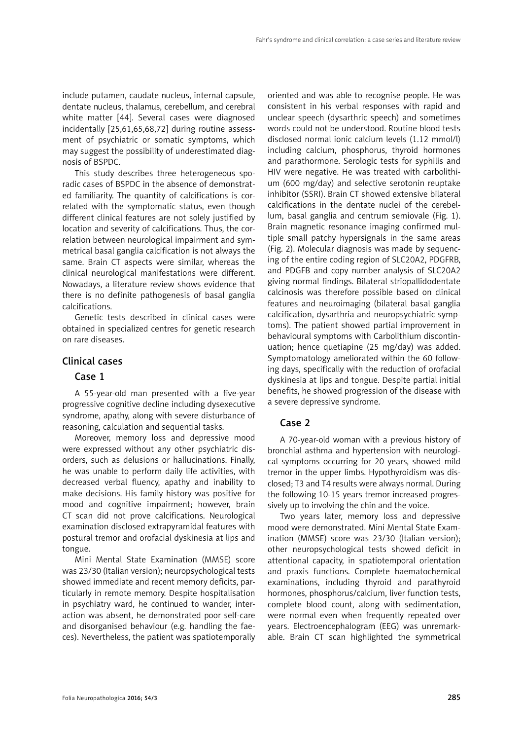include putamen, caudate nucleus, internal capsule, dentate nucleus, thalamus, cerebellum, and cerebral white matter [44]. Several cases were diagnosed incidentally [25,61,65,68,72] during routine assessment of psychiatric or somatic symptoms, which may suggest the possibility of underestimated diagnosis of BSPDC.

This study describes three heterogeneous sporadic cases of BSPDC in the absence of demonstrated familiarity. The quantity of calcifications is correlated with the symptomatic status, even though different clinical features are not solely justified by location and severity of calcifications. Thus, the correlation between neurological impairment and symmetrical basal ganglia calcification is not always the same. Brain CT aspects were similar, whereas the clinical neurological manifestations were different. Nowadays, a literature review shows evidence that there is no definite pathogenesis of basal ganglia calcifications.

Genetic tests described in clinical cases were obtained in specialized centres for genetic research on rare diseases.

## Clinical cases

### Case 1

A 55-year-old man presented with a five-year progressive cognitive decline including dysexecutive syndrome, apathy, along with severe disturbance of reasoning, calculation and sequential tasks.

Moreover, memory loss and depressive mood were expressed without any other psychiatric disorders, such as delusions or hallucinations. Finally, he was unable to perform daily life activities, with decreased verbal fluency, apathy and inability to make decisions. His family history was positive for mood and cognitive impairment; however, brain CT scan did not prove calcifications. Neurological examination disclosed extrapyramidal features with postural tremor and orofacial dyskinesia at lips and tongue.

Mini Mental State Examination (MMSE) score was 23/30 (Italian version); neuropsychological tests showed immediate and recent memory deficits, particularly in remote memory. Despite hospitalisation in psychiatry ward, he continued to wander, interaction was absent, he demonstrated poor self-care and disorganised behaviour (e.g. handling the faeces). Nevertheless, the patient was spatiotemporally oriented and was able to recognise people. He was consistent in his verbal responses with rapid and unclear speech (dysarthric speech) and sometimes words could not be understood. Routine blood tests disclosed normal ionic calcium levels (1.12 mmol/l) including calcium, phosphorus, thyroid hormones and parathormone. Serologic tests for syphilis and HIV were negative. He was treated with carbolithium (600 mg/day) and selective serotonin reuptake inhibitor (SSRI). Brain CT showed extensive bilateral calcifications in the dentate nuclei of the cerebellum, basal ganglia and centrum semiovale (Fig. 1). Brain magnetic resonance imaging confirmed multiple small patchy hypersignals in the same areas (Fig. 2). Molecular diagnosis was made by sequencing of the entire coding region of SLC20A2, PDGFRB, and PDGFB and copy number analysis of SLC20A2 giving normal findings. Bilateral striopallidodentate calcinosis was therefore possible based on clinical features and neuroimaging (bilateral basal ganglia calcification, dysarthria and neuropsychiatric symptoms). The patient showed partial improvement in behavioural symptoms with Carbolithium discontinuation; hence quetiapine (25 mg/day) was added. Symptomatology ameliorated within the 60 following days, specifically with the reduction of orofacial dyskinesia at lips and tongue. Despite partial initial benefits, he showed progression of the disease with a severe depressive syndrome.

### Case 2

A 70-year-old woman with a previous history of bronchial asthma and hypertension with neurological symptoms occurring for 20 years, showed mild tremor in the upper limbs. Hypothyroidism was disclosed; T3 and T4 results were always normal. During the following 10-15 years tremor increased progressively up to involving the chin and the voice.

Two years later, memory loss and depressive mood were demonstrated. Mini Mental State Examination (MMSE) score was 23/30 (Italian version); other neuropsychological tests showed deficit in attentional capacity, in spatiotemporal orientation and praxis functions. Complete haematochemical examinations, including thyroid and parathyroid hormones, phosphorus/calcium, liver function tests, complete blood count, along with sedimentation, were normal even when frequently repeated over years. Electroencephalogram (EEG) was unremarkable. Brain CT scan highlighted the symmetrical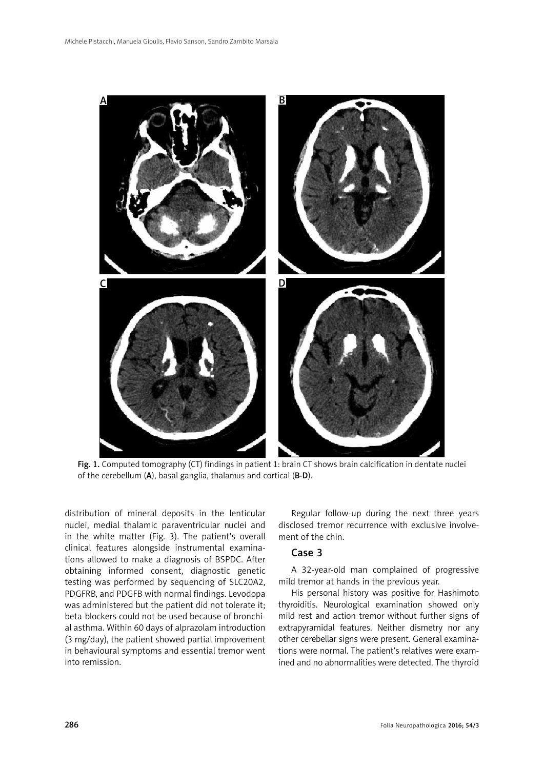Fig. 1. Computed tomography (CT) findings in patient 1: brain CT shows brain calcification in dentate nuclei of the cerebellum (**A**), basal ganglia, thalamus and cortical (**B-D**).

distribution of mineral deposits in the lenticular nuclei, medial thalamic paraventricular nuclei and in the white matter (Fig. 3). The patient's overall clinical features alongside instrumental examinations allowed to make a diagnosis of BSPDC. After obtaining informed consent, diagnostic genetic testing was performed by sequencing of SLC20A2, PDGFRB, and PDGFB with normal findings. Levodopa was administered but the patient did not tolerate it; beta-blockers could not be used because of bronchial asthma. Within 60 days of alprazolam introduction (3 mg/day), the patient showed partial improvement in behavioural symptoms and essential tremor went into remission.

Regular follow-up during the next three years disclosed tremor recurrence with exclusive involvement of the chin.

## Case 3

A 32-year-old man complained of progressive mild tremor at hands in the previous year.

His personal history was positive for Hashimoto thyroiditis. Neurological examination showed only mild rest and action tremor without further signs of extrapyramidal features. Neither dismetry nor any other cerebellar signs were present. General examinations were normal. The patient's relatives were examined and no abnormalities were detected. The thyroid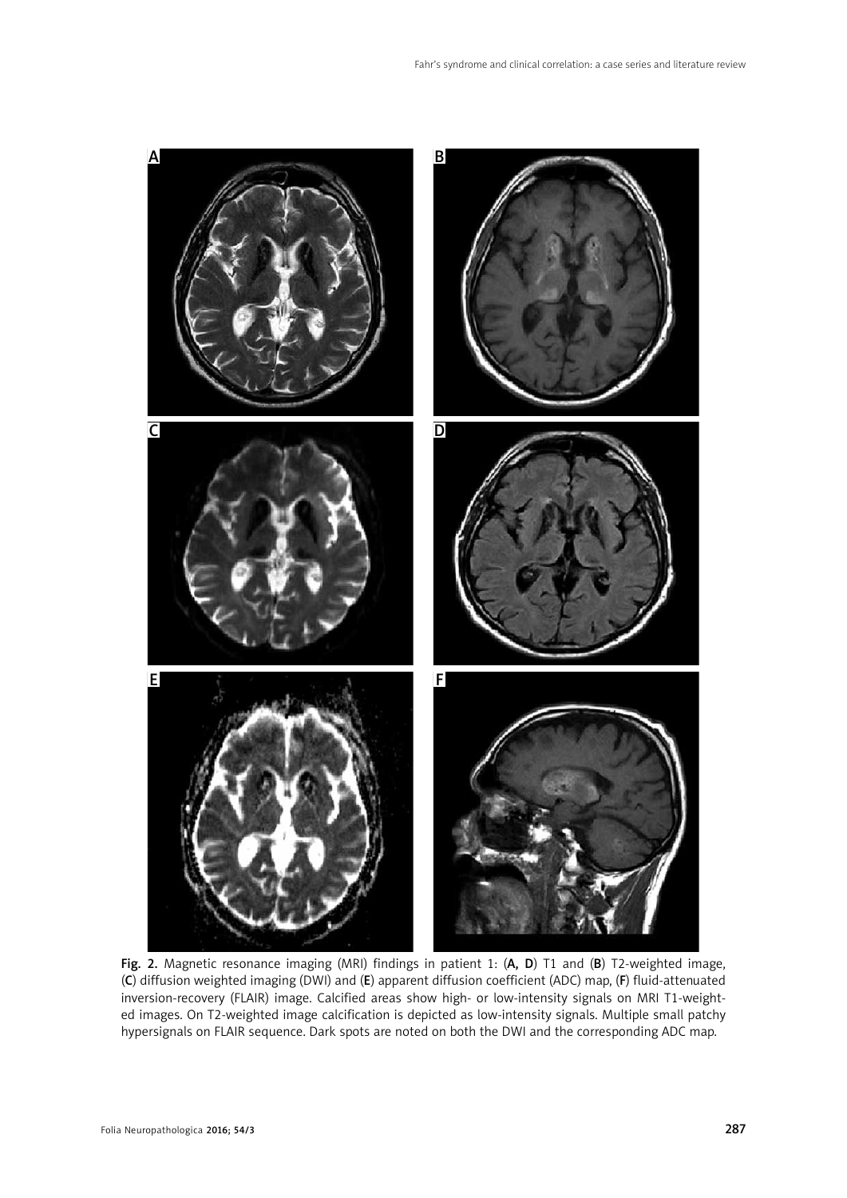**Fig. 2.** Magnetic resonance imaging (MRI) findings in patient 1: (**A, D**) T1 and (**B**) T2-weighted image, (**C**) diffusion weighted imaging (DWI) and (**E**) apparent diffusion coefficient (ADC) map, (**F**) fluid-attenuated inversion-recovery (FLAIR) image. Calcified areas show high- or low-intensity signals on MRI T1-weighted images. On T2-weighted image calcification is depicted as low-intensity signals. Multiple small patchy hypersignals on FLAIR sequence. Dark spots are noted on both the DWI and the corresponding ADC map.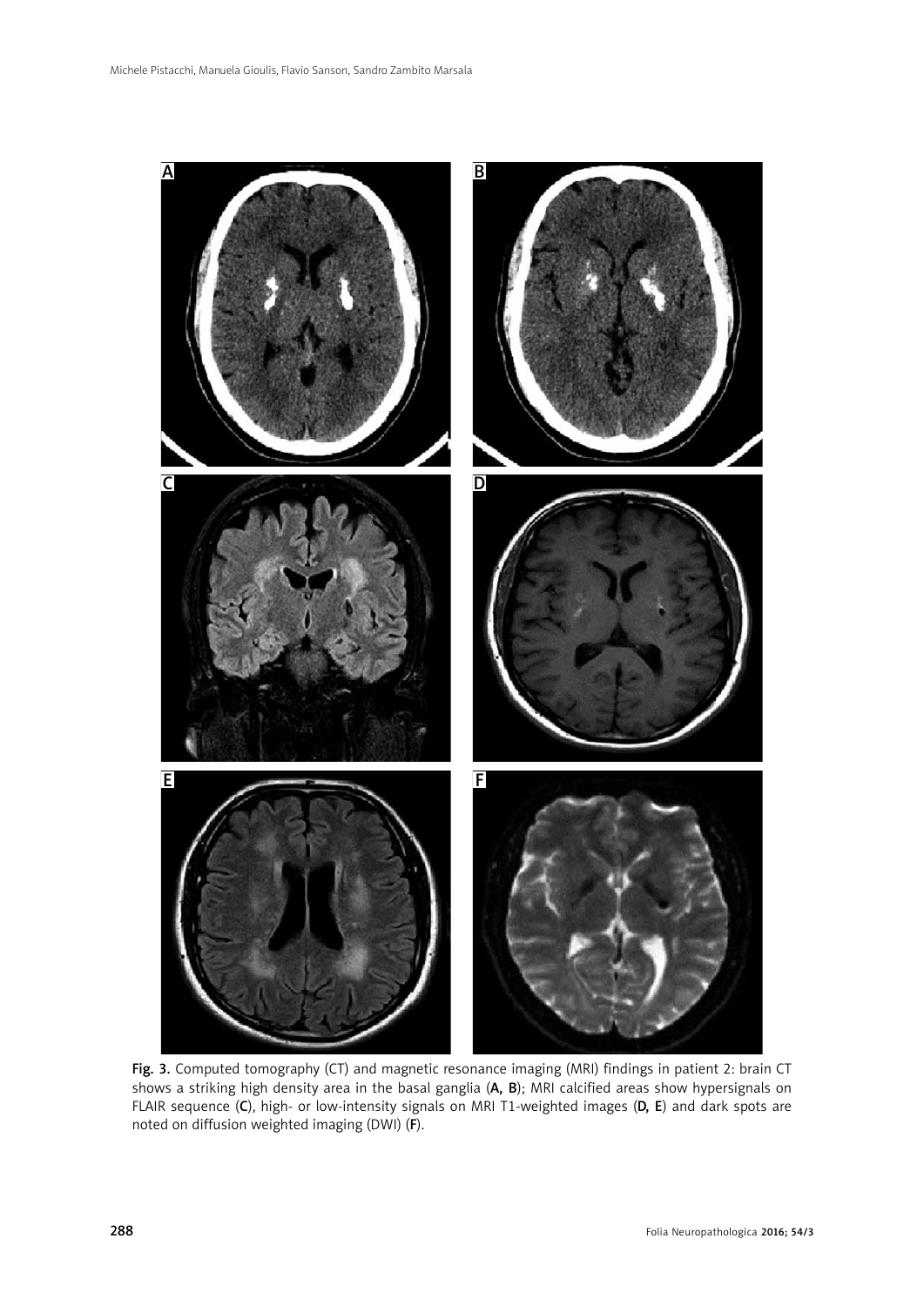**Fig. 3.** Computed tomography (CT) and magnetic resonance imaging (MRI) findings in patient 2: brain CT shows a striking high density area in the basal ganglia (**A, B**); MRI calcified areas show hypersignals on FLAIR sequence (**C**), high- or low-intensity signals on MRI T1-weighted images (**D, E**) and dark spots are noted on diffusion weighted imaging (DWI) (**F**).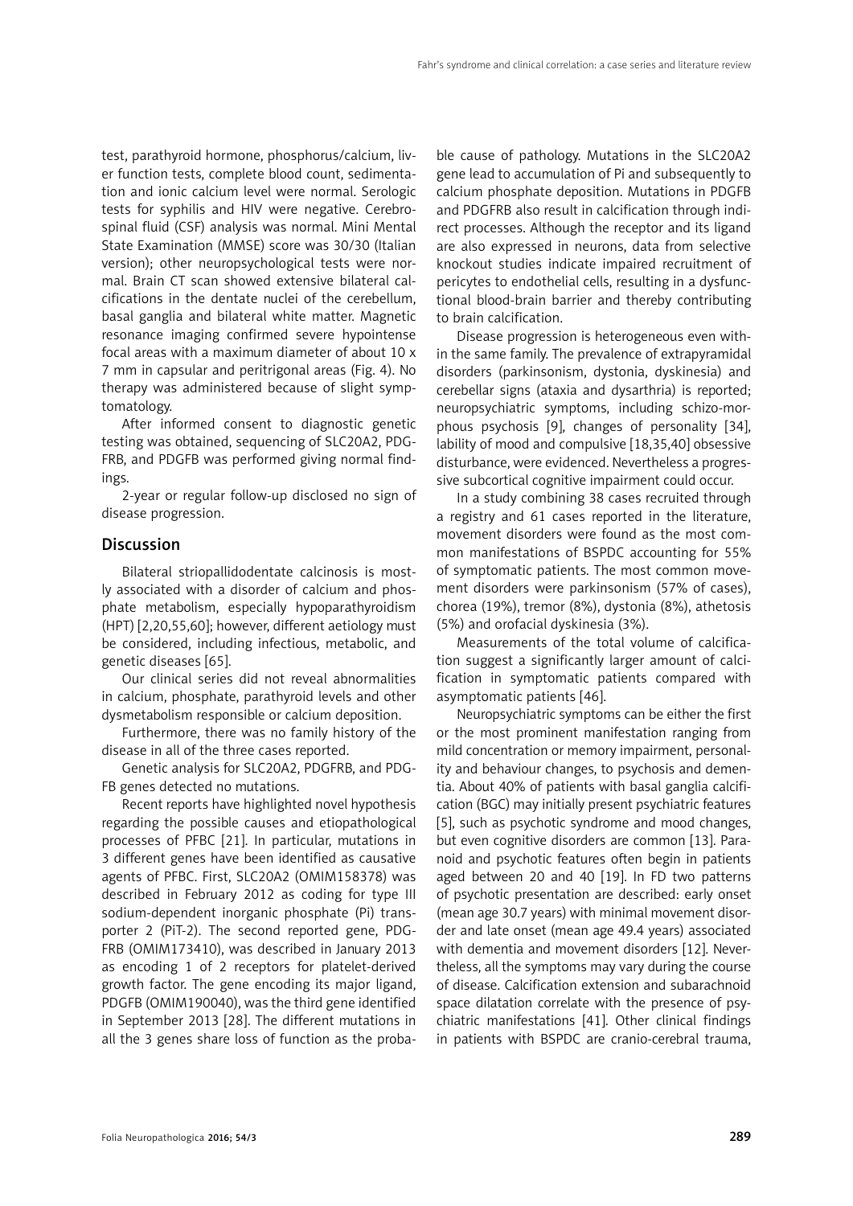test, parathyroid hormone, phosphorus/calcium, liver function tests, complete blood count, sedimentation and ionic calcium level were normal. Serologic tests for syphilis and HIV were negative. Cerebrospinal fluid (CSF) analysis was normal. Mini Mental State Examination (MMSE) score was 30/30 (Italian version); other neuropsychological tests were normal. Brain CT scan showed extensive bilateral calcifications in the dentate nuclei of the cerebellum, basal ganglia and bilateral white matter. Magnetic resonance imaging confirmed severe hypointense focal areas with a maximum diameter of about 10 x 7 mm in capsular and peritrigonal areas (Fig. 4). No therapy was administered because of slight symptomatology.

After informed consent to diagnostic genetic testing was obtained, sequencing of SLC20A2, PDGFRB, and PDGFB was performed giving normal findings.

2-year or regular follow-up disclosed no sign of disease progression.

## Discussion

Bilateral striopallidodentate calcinosis is mostly associated with a disorder of calcium and phosphate metabolism, especially hypoparathyroidism (HPT) [2,20,55,60]; however, different aetiology must be considered, including infectious, metabolic, and genetic diseases [65].

Our clinical series did not reveal abnormalities in calcium, phosphate, parathyroid levels and other dysmetabolism responsible or calcium deposition.

Furthermore, there was no family history of the disease in all of the three cases reported.

Genetic analysis for SLC20A2, PDGFRB, and PDGFB genes detected no mutations.

Recent reports have highlighted novel hypothesis regarding the possible causes and etiopathological processes of PFBC [21]. In particular, mutations in 3 different genes have been identified as causative agents of PFBC. First, SLC20A2 (OMIM158378) was described in February 2012 as coding for type III sodium-dependent inorganic phosphate (Pi) transporter 2 (PiT-2). The second reported gene, PDGFRB (OMIM173410), was described in January 2013 as encoding 1 of 2 receptors for platelet-derived growth factor. The gene encoding its major ligand, PDGFB (OMIM190040), was the third gene identified in September 2013 [28]. The different mutations in all the 3 genes share loss of function as the probable cause of pathology. Mutations in the SLC20A2 gene lead to accumulation of Pi and subsequently to calcium phosphate deposition. Mutations in PDGFB and PDGFRB also result in calcification through indirect processes. Although the receptor and its ligand are also expressed in neurons, data from selective knockout studies indicate impaired recruitment of pericytes to endothelial cells, resulting in a dysfunctional blood-brain barrier and thereby contributing to brain calcification.

Disease progression is heterogeneous even within the same family. The prevalence of extrapyramidal disorders (parkinsonism, dystonia, dyskinesia) and cerebellar signs (ataxia and dysarthria) is reported; neuropsychiatric symptoms, including schizo-morphous psychosis [9], changes of personality [34], lability of mood and compulsive [18,35,40] obsessive disturbance, were evidenced. Nevertheless a progressive subcortical cognitive impairment could occur.

In a study combining 38 cases recruited through a registry and 61 cases reported in the literature, movement disorders were found as the most common manifestations of BSPDC accounting for 55% of symptomatic patients. The most common movement disorders were parkinsonism (57% of cases), chorea (19%), tremor (8%), dystonia (8%), athetosis (5%) and orofacial dyskinesia (3%).

Measurements of the total volume of calcification suggest a significantly larger amount of calcification in symptomatic patients compared with asymptomatic patients [46].

Neuropsychiatric symptoms can be either the first or the most prominent manifestation ranging from mild concentration or memory impairment, personality and behaviour changes, to psychosis and dementia. About 40% of patients with basal ganglia calcification (BGC) may initially present psychiatric features [5], such as psychotic syndrome and mood changes, but even cognitive disorders are common [13]. Paranoid and psychotic features often begin in patients aged between 20 and 40 [19]. In FD two patterns of psychotic presentation are described: early onset (mean age 30.7 years) with minimal movement disorder and late onset (mean age 49.4 years) associated with dementia and movement disorders [12]. Nevertheless, all the symptoms may vary during the course of disease. Calcification extension and subarachnoid space dilatation correlate with the presence of psychiatric manifestations [41]. Other clinical findings in patients with BSPDC are cranio-cerebral trauma,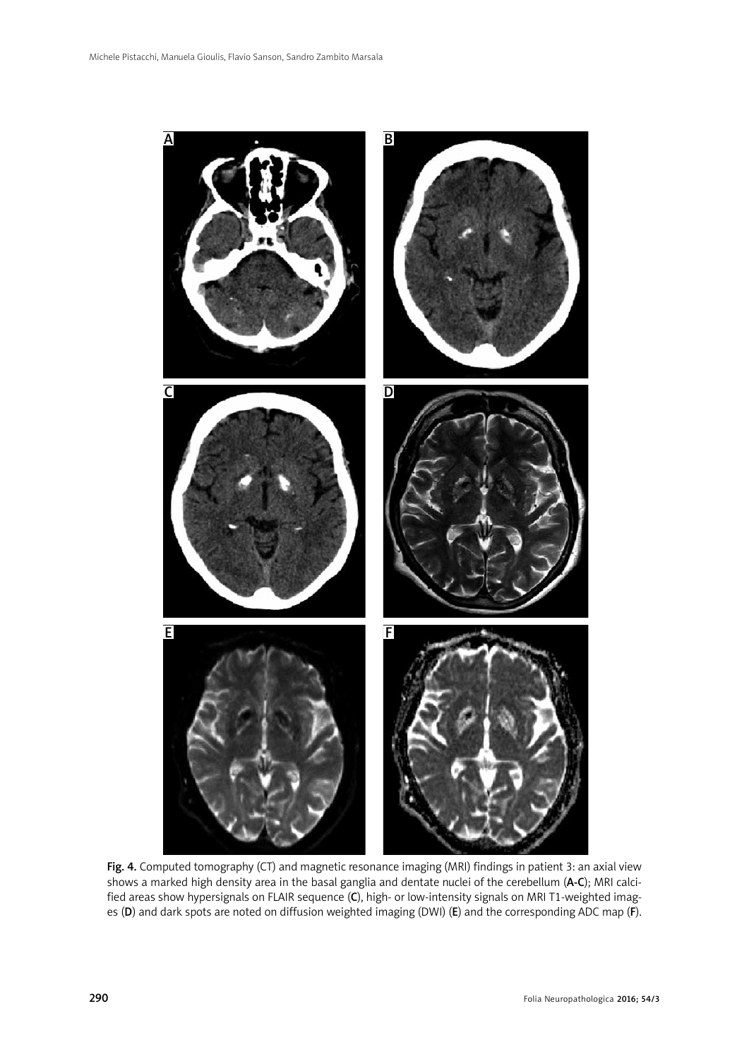**Fig. 4.** Computed tomography (CT) and magnetic resonance imaging (MRI) findings in patient 3: an axial view shows a marked high density area in the basal ganglia and dentate nuclei of the cerebellum (**A-C**); MRI calcified areas show hypersignals on FLAIR sequence (**C**), high- or low-intensity signals on MRI T1-weighted images (**D**) and dark spots are noted on diffusion weighted imaging (DWI) (**E**) and the corresponding ADC map (**F**).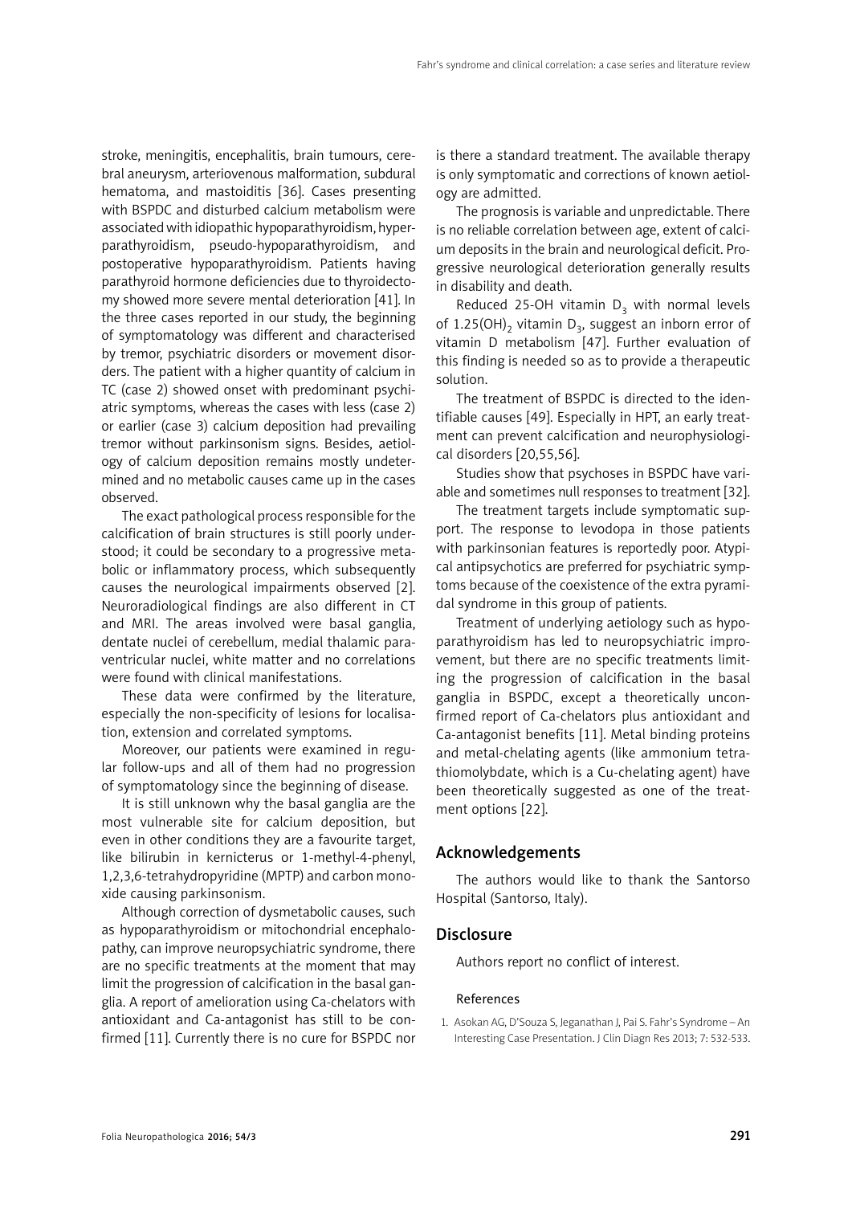stroke, meningitis, encephalitis, brain tumours, cerebral aneurysm, arteriovenous malformation, subdural hematoma, and mastoiditis [36]. Cases presenting with BSPDC and disturbed calcium metabolism were associated with idiopathic hypoparathyroidism, hyperparathyroidism, pseudo-hypoparathyroidism, and postoperative hypoparathyroidism. Patients having parathyroid hormone deficiencies due to thyroidectomy showed more severe mental deterioration [41]. In the three cases reported in our study, the beginning of symptomatology was different and characterised by tremor, psychiatric disorders or movement disorders. The patient with a higher quantity of calcium in TC (case 2) showed onset with predominant psychiatric symptoms, whereas the cases with less (case 2) or earlier (case 3) calcium deposition had prevailing tremor without parkinsonism signs. Besides, aetiology of calcium deposition remains mostly undetermined and no metabolic causes came up in the cases observed.

The exact pathological process responsible for the calcification of brain structures is still poorly understood; it could be secondary to a progressive metabolic or inflammatory process, which subsequently causes the neurological impairments observed [2]. Neuroradiological findings are also different in CT and MRI. The areas involved were basal ganglia, dentate nuclei of cerebellum, medial thalamic paraventricular nuclei, white matter and no correlations were found with clinical manifestations.

These data were confirmed by the literature, especially the non-specificity of lesions for localisation, extension and correlated symptoms.

Moreover, our patients were examined in regular follow-ups and all of them had no progression of symptomatology since the beginning of disease.

It is still unknown why the basal ganglia are the most vulnerable site for calcium deposition, but even in other conditions they are a favourite target, like bilirubin in kernicterus or 1-methyl-4-phenyl, 1,2,3,6-tetrahydropyridine (MPTP) and carbon monoxide causing parkinsonism.

Although correction of dysmetabolic causes, such as hypoparathyroidism or mitochondrial encephalopathy, can improve neuropsychiatric syndrome, there are no specific treatments at the moment that may limit the progression of calcification in the basal ganglia. A report of amelioration using Ca-chelators with antioxidant and Ca-antagonist has still to be confirmed [11]. Currently there is no cure for BSPDC nor is there a standard treatment. The available therapy is only symptomatic and corrections of known aetiology are admitted.

The prognosis is variable and unpredictable. There is no reliable correlation between age, extent of calcium deposits in the brain and neurological deficit. Progressive neurological deterioration generally results in disability and death.

Reduced 25-OH vitamin $D_3$ with normal levels of $1.25(OH)_2$ vitamin $D_3$, suggest an inborn error of vitamin D metabolism [47]. Further evaluation of this finding is needed so as to provide a therapeutic solution.

The treatment of BSPDC is directed to the identifiable causes [49]. Especially in HPT, an early treatment can prevent calcification and neurophysiological disorders [20,55,56].

Studies show that psychoses in BSPDC have variable and sometimes null responses to treatment [32].

The treatment targets include symptomatic support. The response to levodopa in those patients with parkinsonian features is reportedly poor. Atypical antipsychotics are preferred for psychiatric symptoms because of the coexistence of the extra pyramidal syndrome in this group of patients.

Treatment of underlying aetiology such as hypoparathyroidism has led to neuropsychiatric improvement, but there are no specific treatments limiting the progression of calcification in the basal ganglia in BSPDC, except a theoretically unconfirmed report of Ca-chelators plus antioxidant and Ca-antagonist benefits [11]. Metal binding proteins and metal-chelating agents (like ammonium tetrathiomolybdate, which is a Cu-chelating agent) have been theoretically suggested as one of the treatment options [22].

## Acknowledgements

The authors would like to thank the Santorso Hospital (Santorso, Italy).

## Disclosure

Authors report no conflict of interest.

### References

1. Asokan AG, D'Souza S, Jeganathan J, Pai S. Fahr's Syndrome – An Interesting Case Presentation. J Clin Diagn Res 2013; 7: 532-533.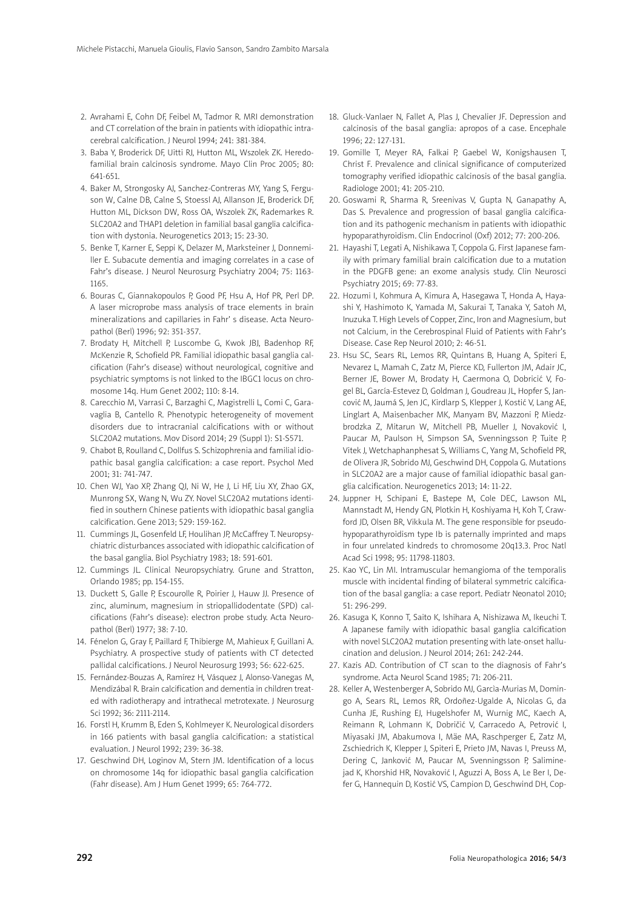2. Avrahami E, Cohn DF, Feibel M, Tadmor R. MRI demonstration and CT correlation of the brain in patients with idiopathic intracerebral calcification. J Neurol 1994; 241: 381-384.
3. Baba Y, Broderick DF, Uitti RJ, Hutton ML, Wszolek ZK. Heredofamilial brain calcinosis syndrome. Mayo Clin Proc 2005; 80: 641-651.
4. Baker M, Strongosky AJ, Sanchez-Contreras MY, Yang S, Ferguson W, Calne DB, Calne S, Stoessl AJ, Allanson JE, Broderick DF, Hutton ML, Dickson DW, Ross OA, Wszolek ZK, Rademarkes R. SLC20A2 and THAP1 deletion in familial basal ganglia calcification with dystonia. Neurogenetics 2013; 15: 23-30.
5. Benke T, Karner E, Seppi K, Delazer M, Marksteiner J, Donnemiller E. Subacute dementia and imaging correlates in a case of Fahr's disease. J Neurol Neurosurg Psychiatry 2004; 75: 1163-1165.
6. Bouras C, Giannakopoulos P, Good PF, Hsu A, Hof PR, Perl DP. A laser microprobe mass analysis of trace elements in brain mineralizations and capillaries in Fahr' s disease. Acta Neuropathol (Berl) 1996; 92: 351-357.
7. Brodaty H, Mitchell P, Luscombe G, Kwok JBJ, Badenhop RF, McKenzie R, Schofield PR. Familial idiopathic basal ganglia calcification (Fahr's disease) without neurological, cognitive and psychiatric symptoms is not linked to the IBGC1 locus on chromosome 14q. Hum Genet 2002; 110: 8-14.
8. Carecchio M, Varrasi C, Barzaghi C, Magistrelli L, Comi C, Garavaglia B, Cantello R. Phenotypic heterogeneity of movement disorders due to intracranial calcifications with or without SLC20A2 mutations. Mov Disord 2014; 29 (Suppl 1): S1-S571.
9. Chabot B, Roulland C, Dollfus S. Schizophrenia and familial idiopathic basal ganglia calcification: a case report. Psychol Med 2001; 31: 741-747.
10. Chen WJ, Yao XP, Zhang QJ, Ni W, He J, Li HF, Liu XY, Zhao GX, Munrong SX, Wang N, Wu ZY. Novel SLC20A2 mutations identified in southern Chinese patients with idiopathic basal ganglia calcification. Gene 2013; 529: 159-162.
11. Cummings JL, Gosenfeld LF, Houlihan JP, McCaffrey T. Neuropsychiatric disturbances associated with idiopathic calcification of the basal ganglia. Biol Psychiatry 1983; 18: 591-601.
12. Cummings JL. Clinical Neuropsychiatry. Grune and Stratton, Orlando 1985; pp. 154-155.
13. Duckett S, Galle P, Escourolle R, Poirier J, Hauw JJ. Presence of zinc, aluminum, magnesium in striopallidodentate (SPD) calcifications (Fahr's disease): electron probe study. Acta Neuropathol (Berl) 1977; 38: 7-10.
14. Fénelon G, Gray F, Paillard F, Thibierge M, Mahieux F, Guillani A. Psychiatry. A prospective study of patients with CT detected pallidal calcifications. J Neurol Neurosurg 1993; 56: 622-625.
15. Fernández-Bouzas A, Ramírez H, Vásquez J, Alonso-Vanegas M, Mendizábal R. Brain calcification and dementia in children treated with radiotherapy and intrathecal metrotexate. J Neurosurg Sci 1992; 36: 2111-2114.
16. Forstl H, Krumm B, Eden S, Kohlmeyer K. Neurological disorders in 166 patients with basal ganglia calcification: a statistical evaluation. J Neurol 1992; 239: 36-38.
17. Geschwind DH, Loginov M, Stern JM. Identification of a locus on chromosome 14q for idiopathic basal ganglia calcification (Fahr disease). Am J Hum Genet 1999; 65: 764-772.
18. Gluck-Vanlaer N, Fallet A, Plas J, Chevalier JF. Depression and calcinosis of the basal ganglia: apropos of a case. Encephale 1996; 22: 127-131.
19. Gomille T, Meyer RA, Falkai P, Gaebel W, Konigshausen T, Christ F. Prevalence and clinical significance of computerized tomography verified idiopathic calcinosis of the basal ganglia. Radiologe 2001; 41: 205-210.
20. Goswami R, Sharma R, Sreenivas V, Gupta N, Ganapathy A, Das S. Prevalence and progression of basal ganglia calcification and its pathogenic mechanism in patients with idiopathic hypoparathyroidism. Clin Endocrinol (Oxf) 2012; 77: 200-206.
21. Hayashi T, Legati A, Nishikawa T, Coppola G. First Japanese family with primary familial brain calcification due to a mutation in the PDGFB gene: an exome analysis study. Clin Neurosci Psychiatry 2015; 69: 77-83.
22. Hozumi I, Kohmura A, Kimura A, Hasegawa T, Honda A, Hayashi Y, Hashimoto K, Yamada M, Sakurai T, Tanaka Y, Satoh M, Inuzuka T. High Levels of Copper, Zinc, Iron and Magnesium, but not Calcium, in the Cerebrospinal Fluid of Patients with Fahr's Disease. Case Rep Neurol 2010; 2: 46-51.
23. Hsu SC, Sears RL, Lemos RR, Quintans B, Huang A, Spiteri E, Nevarez L, Mamah C, Zatz M, Pierce KD, Fullerton JM, Adair JC, Berner JE, Bower M, Brodaty H, Caermona O, Dobricić V, Fogel BL, García-Estevez D, Goldman J, Goudreau JL, Hopfer S, Janković M, Jaumá S, Jen JC, Kirdlarp S, Klepper J, Kostić V, Lang AE, Linglart A, Maisenbacher MK, Manyam BV, Mazzoni P, Miedzbrodzka Z, Mitarun W, Mitchell PB, Mueller J, Novaković I, Paucar M, Paulson H, Simpson SA, Svenningsson P, Tuite P, Vitek J, Wetchaphanphesat S, Williams C, Yang M, Schofield PR, de Olivera JR, Sobrido MJ, Geschwind DH, Coppola G. Mutations in SLC20A2 are a major cause of familial idiopathic basal ganglia calcification. Neurogenetics 2013; 14: 11-22.
24. Juppner H, Schipani E, Bastepe M, Cole DEC, Lawson ML, Mannstadt M, Hendy GN, Plotkin H, Koshiyama H, Koh T, Crawford JD, Olsen BR, Vikkula M. The gene responsible for pseudohypoparathyroidism type Ib is paternally imprinted and maps in four unrelated kindreds to chromosome 20q13.3. Proc Natl Acad Sci 1998; 95: 11798-11803.
25. Kao YC, Lin MI. Intramuscular hemangioma of the temporalis muscle with incidental finding of bilateral symmetric calcification of the basal ganglia: a case report. Pediatr Neonatol 2010; 51: 296-299.
26. Kasuga K, Konno T, Saito K, Ishihara A, Nishizawa M, Ikeuchi T. A Japanese family with idiopathic basal ganglia calcification with novel SLC20A2 mutation presenting with late-onset hallucination and delusion. J Neurol 2014; 261: 242-244.
27. Kazis AD. Contribution of CT scan to the diagnosis of Fahr's syndrome. Acta Neurol Scand 1985; 71: 206-211.
28. Keller A, Westenberger A, Sobrido MJ, Garcia-Murias M, Domingo A, Sears RL, Lemos RR, Ordoñez-Ugalde A, Nicolas G, da Cunha JE, Rushing EJ, Hugelshofer M, Wurnig MC, Kaech A, Reimann R, Lohmann K, Dobričić V, Carracedo A, Petrović I, Miyasaki JM, Abakumova I, Mäe MA, Raschperger E, Zatz M, Zschiedrich K, Klepper J, Spiteri E, Prieto JM, Navas I, Preuss M, Dering C, Janković M, Paucar M, Svenningsson P, Saliminejad K, Khorshid HR, Novaković I, Aguzzi A, Boss A, Le Ber I, Defer G, Hannequin D, Kostić VS, Campion D, Geschwind DH, Cop-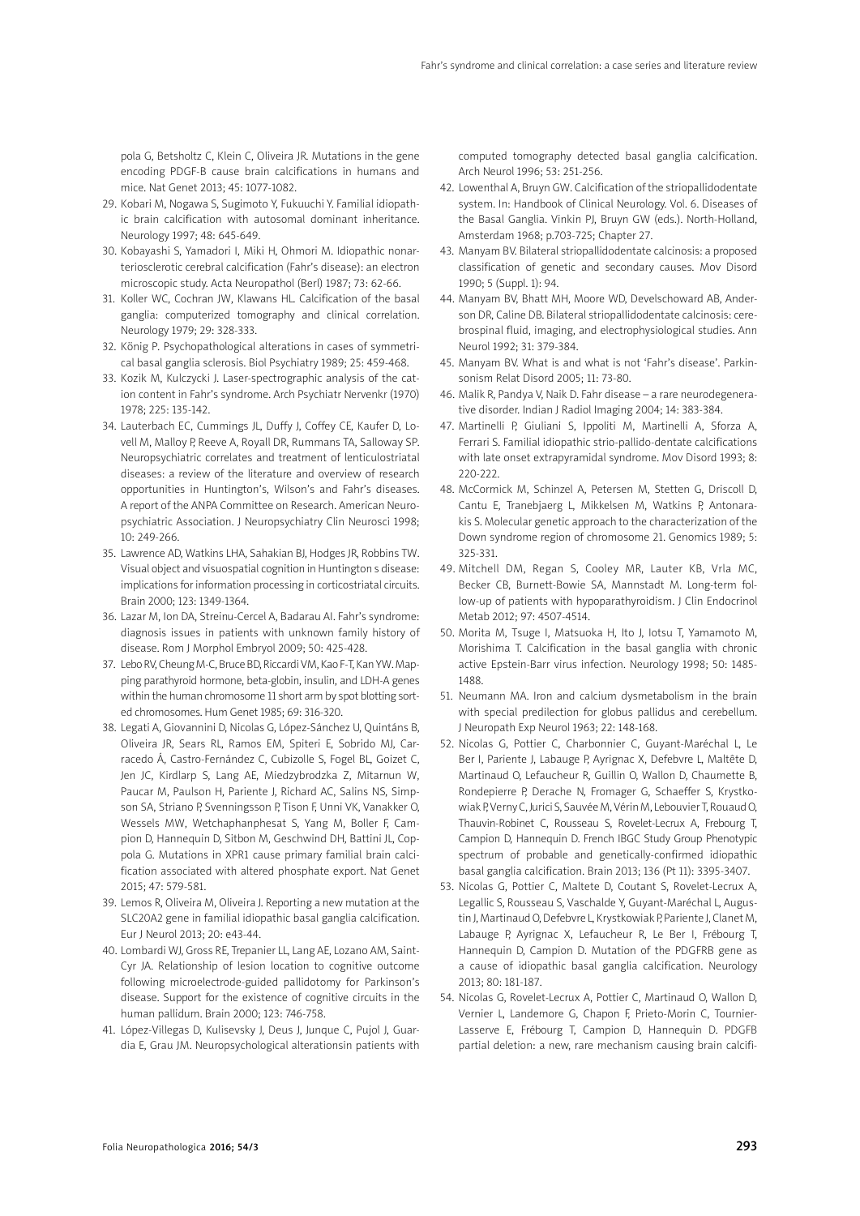pola G, Betsholtz C, Klein C, Oliveira JR. Mutations in the gene encoding PDGF-B cause brain calcifications in humans and mice. Nat Genet 2013; 45: 1077-1082.

29. Kobari M, Nogawa S, Sugimoto Y, Fukuuchi Y. Familial idiopathic brain calcification with autosomal dominant inheritance. Neurology 1997; 48: 645-649.
30. Kobayashi S, Yamadori I, Miki H, Ohmori M. Idiopathic nonarteriosclerotic cerebral calcification (Fahr's disease): an electron microscopic study. Acta Neuropathol (Berl) 1987; 73: 62-66.
31. Koller WC, Cochran JW, Klawans HL. Calcification of the basal ganglia: computerized tomography and clinical correlation. Neurology 1979; 29: 328-333.
32. König P. Psychopathological alterations in cases of symmetrical basal ganglia sclerosis. Biol Psychiatry 1989; 25: 459-468.
33. Kozik M, Kulczycki J. Laser-spectrographic analysis of the cation content in Fahr's syndrome. Arch Psychiatr Nervenkr (1970) 1978; 225: 135-142.
34. Lauterbach EC, Cummings JL, Duffy J, Coffey CE, Kaufer D, Lovell M, Malloy P, Reeve A, Royall DR, Rummans TA, Salloway SP. Neuropsychiatric correlates and treatment of lenticulostriatal diseases: a review of the literature and overview of research opportunities in Huntington's, Wilson's and Fahr's diseases. A report of the ANPA Committee on Research. American Neuropsychiatric Association. J Neuropsychiatry Clin Neurosci 1998; 10: 249-266.
35. Lawrence AD, Watkins LHA, Sahakian BJ, Hodges JR, Robbins TW. Visual object and visuospatial cognition in Huntington s disease: implications for information processing in corticostriatal circuits. Brain 2000; 123: 1349-1364.
36. Lazar M, Ion DA, Streinu-Cercel A, Badarau AI. Fahr's syndrome: diagnosis issues in patients with unknown family history of disease. Rom J Morphol Embryol 2009; 50: 425-428.
37. Lebo RV, Cheung M-C, Bruce BD, Riccardi VM, Kao F-T, Kan YW. Mapping parathyroid hormone, beta-globin, insulin, and LDH-A genes within the human chromosome 11 short arm by spot blotting sorted chromosomes. Hum Genet 1985; 69: 316-320.
38. Legati A, Giovannini D, Nicolas G, López-Sánchez U, Quintáns B, Oliveira JR, Sears RL, Ramos EM, Spiteri E, Sobrido MJ, Carracedo Á, Castro-Fernández C, Cubizolle S, Fogel BL, Goizet C, Jen JC, Kirdlarp S, Lang AE, Miedzybrodzka Z, Mitarnun W, Paucar M, Paulson H, Pariente J, Richard AC, Salins NS, Simpson SA, Striano P, Svenningsson P, Tison F, Unni VK, Vanakker O, Wessels MW, Wetchaphanphesat S, Yang M, Boller F, Campion D, Hannequin D, Sitbon M, Geschwind DH, Battini JL, Coppola G. Mutations in XPR1 cause primary familial brain calcification associated with altered phosphate export. Nat Genet 2015; 47: 579-581.
39. Lemos R, Oliveira M, Oliveira J. Reporting a new mutation at the SLC20A2 gene in familial idiopathic basal ganglia calcification. Eur J Neurol 2013; 20: e43-44.
40. Lombardi WJ, Gross RE, Trepanier LL, Lang AE, Lozano AM, Saint-Cyr JA. Relationship of lesion location to cognitive outcome following microelectrode-guided pallidotomy for Parkinson's disease. Support for the existence of cognitive circuits in the human pallidum. Brain 2000; 123: 746-758.
41. López-Villegas D, Kulisevsky J, Deus J, Junque C, Pujol J, Guardia E, Grau JM. Neuropsychological alterationsin patients with computed tomography detected basal ganglia calcification. Arch Neurol 1996; 53: 251-256.
42. Lowenthal A, Bruyn GW. Calcification of the striopallidodentate system. In: Handbook of Clinical Neurology. Vol. 6. Diseases of the Basal Ganglia. Vinkin PJ, Bruyn GW (eds.). North-Holland, Amsterdam 1968; p.703-725; Chapter 27.
43. Manyam BV. Bilateral striopallidodentate calcinosis: a proposed classification of genetic and secondary causes. Mov Disord 1990; 5 (Suppl. 1): 94.
44. Manyam BV, Bhatt MH, Moore WD, Develschoward AB, Anderson DR, Caline DB. Bilateral striopallidodentate calcinosis: cerebrospinal fluid, imaging, and electrophysiological studies. Ann Neurol 1992; 31: 379-384.
45. Manyam BV. What is and what is not 'Fahr's disease'. Parkinsonism Relat Disord 2005; 11: 73-80.
46. Malik R, Pandya V, Naik D. Fahr disease – a rare neurodegenerative disorder. Indian J Radiol Imaging 2004; 14: 383-384.
47. Martinelli P, Giuliani S, Ippoliti M, Martinelli A, Sforza A, Ferrari S. Familial idiopathic strio-pallido-dentate calcifications with late onset extrapyramidal syndrome. Mov Disord 1993; 8: 220-222.
48. McCormick M, Schinzel A, Petersen M, Stetten G, Driscoll D, Cantu E, Tranebjaerg L, Mikkelsen M, Watkins P, Antonarakis S. Molecular genetic approach to the characterization of the Down syndrome region of chromosome 21. Genomics 1989; 5: 325-331.
49. Mitchell DM, Regan S, Cooley MR, Lauter KB, Vrla MC, Becker CB, Burnett-Bowie SA, Mannstadt M. Long-term follow-up of patients with hypoparathyroidism. J Clin Endocrinol Metab 2012; 97: 4507-4514.
50. Morita M, Tsuge I, Matsuoka H, Ito J, Iotsu T, Yamamoto M, Morishima T. Calcification in the basal ganglia with chronic active Epstein-Barr virus infection. Neurology 1998; 50: 1485-1488.
51. Neumann MA. Iron and calcium dysmetabolism in the brain with special predilection for globus pallidus and cerebellum. J Neuropath Exp Neurol 1963; 22: 148-168.
52. Nicolas G, Pottier C, Charbonnier C, Guyant-Maréchal L, Le Ber I, Pariente J, Labauge P, Ayrignac X, Defebvre L, Maltête D, Martinaud O, Lefaucheur R, Guillin O, Wallon D, Chaumette B, Rondepierre P, Derache N, Fromager G, Schaeffer S, Krystkowiak P, Verny C, Jurici S, Sauvée M, Vérin M, Lebouvier T, Rouaud O, Thauvin-Robinet C, Rousseau S, Rovelet-Lecrux A, Frebourg T, Campion D, Hannequin D. French IBGC Study Group Phenotypic spectrum of probable and genetically-confirmed idiopathic basal ganglia calcification. Brain 2013; 136 (Pt 11): 3395-3407.
53. Nicolas G, Pottier C, Maltete D, Coutant S, Rovelet-Lecrux A, Legallic S, Rousseau S, Vaschalde Y, Guyant-Maréchal L, Augustin J, Martinaud O, Defebvre L, Krystkowiak P, Pariente J, Clanet M, Labauge P, Ayrignac X, Lefaucheur R, Le Ber I, Frébourg T, Hannequin D, Campion D. Mutation of the PDGFRB gene as a cause of idiopathic basal ganglia calcification. Neurology 2013; 80: 181-187.
54. Nicolas G, Rovelet-Lecrux A, Pottier C, Martinaud O, Wallon D, Vernier L, Landemore G, Chapon F, Prieto-Morin C, Tournier-Lasserve E, Frébourg T, Campion D, Hannequin D. PDGFB partial deletion: a new, rare mechanism causing brain calcifi-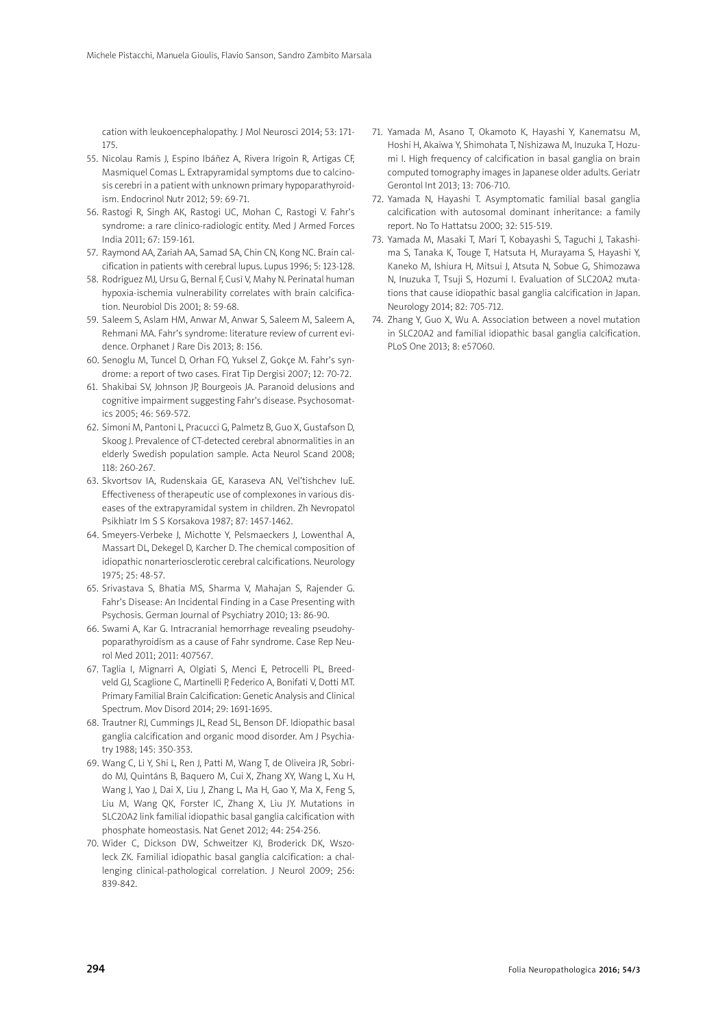cation with leukoencephalopathy. J Mol Neurosci 2014; 53: 171-175.

55. Nicolau Ramis J, Espino Ibáñez A, Rivera Irigoín R, Artigas CF, Masmiquel Comas L. Extrapyramidal symptoms due to calcinosis cerebri in a patient with unknown primary hypoparathyroidism. Endocrinol Nutr 2012; 59: 69-71.
56. Rastogi R, Singh AK, Rastogi UC, Mohan C, Rastogi V. Fahr's syndrome: a rare clinico-radiologic entity. Med J Armed Forces India 2011; 67: 159-161.
57. Raymond AA, Zariah AA, Samad SA, Chin CN, Kong NC. Brain calcification in patients with cerebral lupus. Lupus 1996; 5: 123-128.
58. Rodriguez MJ, Ursu G, Bernal F, Cusì V, Mahy N. Perinatal human hypoxia-ischemia vulnerability correlates with brain calcification. Neurobiol Dis 2001; 8: 59-68.
59. Saleem S, Aslam HM, Anwar M, Anwar S, Saleem M, Saleem A, Rehmani MA. Fahr's syndrome: literature review of current evidence. Orphanet J Rare Dis 2013; 8: 156.
60. Senoglu M, Tuncel D, Orhan FO, Yuksel Z, Gokçe M. Fahr's syndrome: a report of two cases. Firat Tip Dergisi 2007; 12: 70-72.
61. Shakibai SV, Johnson JP, Bourgeois JA. Paranoid delusions and cognitive impairment suggesting Fahr's disease. Psychosomatics 2005; 46: 569-572.
62. Simoni M, Pantoni L, Pracucci G, Palmetz B, Guo X, Gustafson D, Skoog J. Prevalence of CT-detected cerebral abnormalities in an elderly Swedish population sample. Acta Neurol Scand 2008; 118: 260-267.
63. Skvortsov IA, Rudenskaia GE, Karaseva AN, Vel'tishchev IuE. Effectiveness of therapeutic use of complexones in various diseases of the extrapyramidal system in children. Zh Nevropatol Psikhiatr Im S S Korsakova 1987; 87: 1457-1462.
64. Smeyers-Verbeke J, Michotte Y, Pelsmaeckers J, Lowenthal A, Massart DL, Dekegel D, Karcher D. The chemical composition of idiopathic nonarteriosclerotic cerebral calcifications. Neurology 1975; 25: 48-57.
65. Srivastava S, Bhatia MS, Sharma V, Mahajan S, Rajender G. Fahr's Disease: An Incidental Finding in a Case Presenting with Psychosis. German Journal of Psychiatry 2010; 13: 86-90.
66. Swami A, Kar G. Intracranial hemorrhage revealing pseudohypoparathyroidism as a cause of Fahr syndrome. Case Rep Neurol Med 2011; 2011: 407567.
67. Taglia I, Mignarri A, Olgiati S, Menci E, Petrocelli PL, Breedveld GJ, Scaglione C, Martinelli P, Federico A, Bonifati V, Dotti MT. Primary Familial Brain Calcification: Genetic Analysis and Clinical Spectrum. Mov Disord 2014; 29: 1691-1695.
68. Trautner RJ, Cummings JL, Read SL, Benson DF. Idiopathic basal ganglia calcification and organic mood disorder. Am J Psychiatry 1988; 145: 350-353.
69. Wang C, Li Y, Shi L, Ren J, Patti M, Wang T, de Oliveira JR, Sobrido MJ, Quintáns B, Baquero M, Cui X, Zhang XY, Wang L, Xu H, Wang J, Yao J, Dai X, Liu J, Zhang L, Ma H, Gao Y, Ma X, Feng S, Liu M, Wang QK, Forster IC, Zhang X, Liu JY. Mutations in SLC20A2 link familial idiopathic basal ganglia calcification with phosphate homeostasis. Nat Genet 2012; 44: 254-256.
70. Wider C, Dickson DW, Schweitzer KJ, Broderick DK, Wszolek ZK. Familial idiopathic basal ganglia calcification: a challenging clinical-pathological correlation. J Neurol 2009; 256: 839-842.
71. Yamada M, Asano T, Okamoto K, Hayashi Y, Kanematsu M, Hoshi H, Akaiwa Y, Shimohata T, Nishizawa M, Inuzuka T, Hozumi I. High frequency of calcification in basal ganglia on brain computed tomography images in Japanese older adults. Geriatr Gerontol Int 2013; 13: 706-710.
72. Yamada N, Hayashi T. Asymptomatic familial basal ganglia calcification with autosomal dominant inheritance: a family report. No To Hattatsu 2000; 32: 515-519.
73. Yamada M, Masaki T, Mari T, Kobayashi S, Taguchi J, Takashima S, Tanaka K, Touge T, Hatsuta H, Murayama S, Hayashi Y, Kaneko M, Ishiura H, Mitsui J, Atsuta N, Sobue G, Shimozawa N, Inuzuka T, Tsuji S, Hozumi I. Evaluation of SLC20A2 mutations that cause idiopathic basal ganglia calcification in Japan. Neurology 2014; 82: 705-712.
74. Zhang Y, Guo X, Wu A. Association between a novel mutation in SLC20A2 and familial idiopathic basal ganglia calcification. PLoS One 2013; 8: e57060.